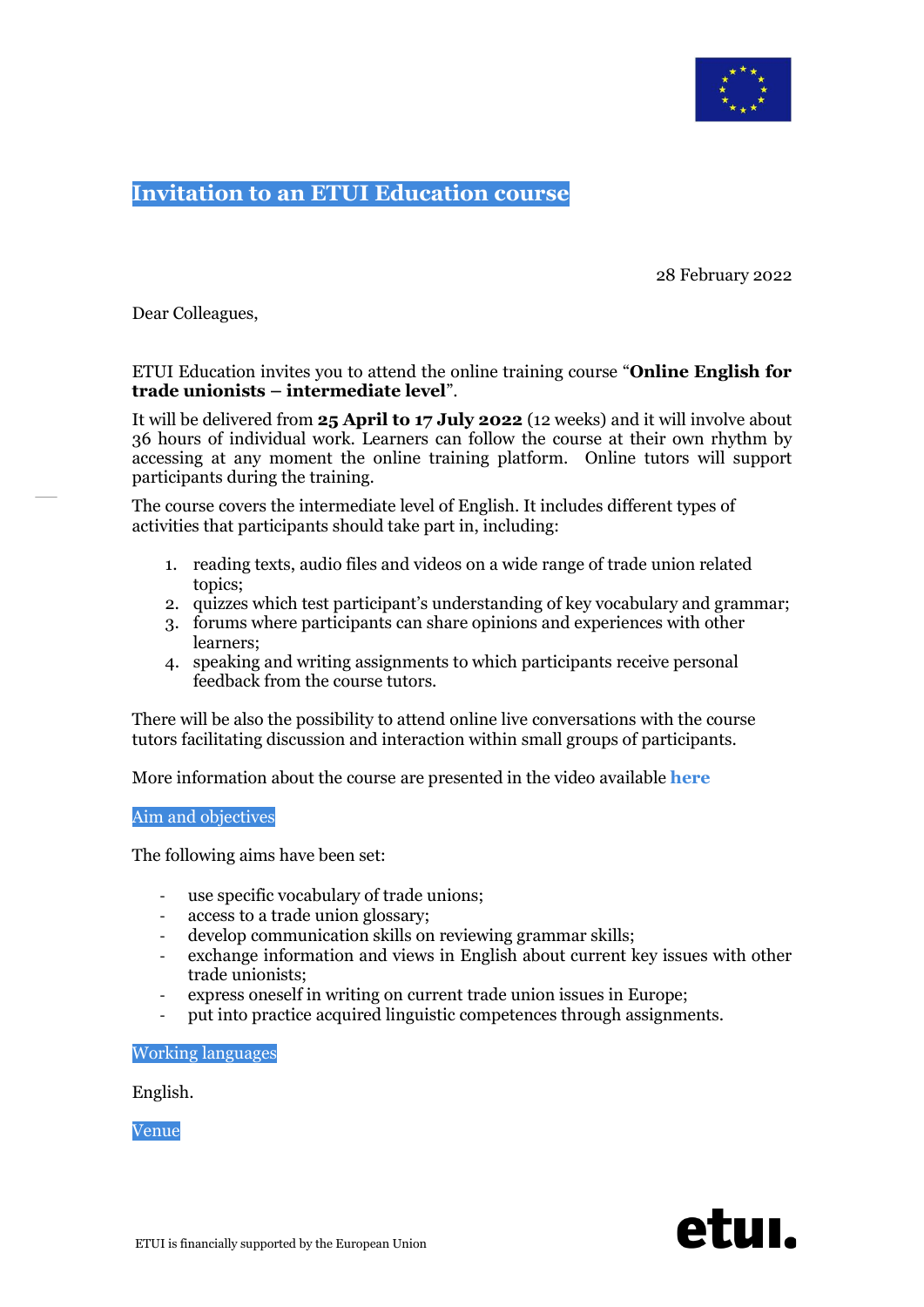# Invitation to an ETUI Education course

28 February 2022

Dear Colleagues,

ETUI Education invites you to attend the online training course "**Online English for trade unionists – intermediate level**".

It will be delivered from **25 April to 17 July 2022** (12 weeks) and it will involve about 36 hours of individual work. Learners can follow the course at their own rhythm by accessing at any moment the online training platform. Online tutors will support participants during the training.

The course covers the intermediate level of English. It includes different types of activities that participants should take part in, including:

1. reading texts, audio files and videos on a wide range of trade union related topics;
2. quizzes which test participant's understanding of key vocabulary and grammar;
3. forums where participants can share opinions and experiences with other learners;
4. speaking and writing assignments to which participants receive personal feedback from the course tutors.

There will be also the possibility to attend online live conversations with the course tutors facilitating discussion and interaction within small groups of participants.

More information about the course are presented in the video available **here**

## Aim and objectives

The following aims have been set:

- use specific vocabulary of trade unions;
- access to a trade union glossary;
- develop communication skills on reviewing grammar skills;
- exchange information and views in English about current key issues with other trade unionists;
- express oneself in writing on current trade union issues in Europe;
- put into practice acquired linguistic competences through assignments.

## Working languages

English.

## Venue

ETUI is financially supported by the European Union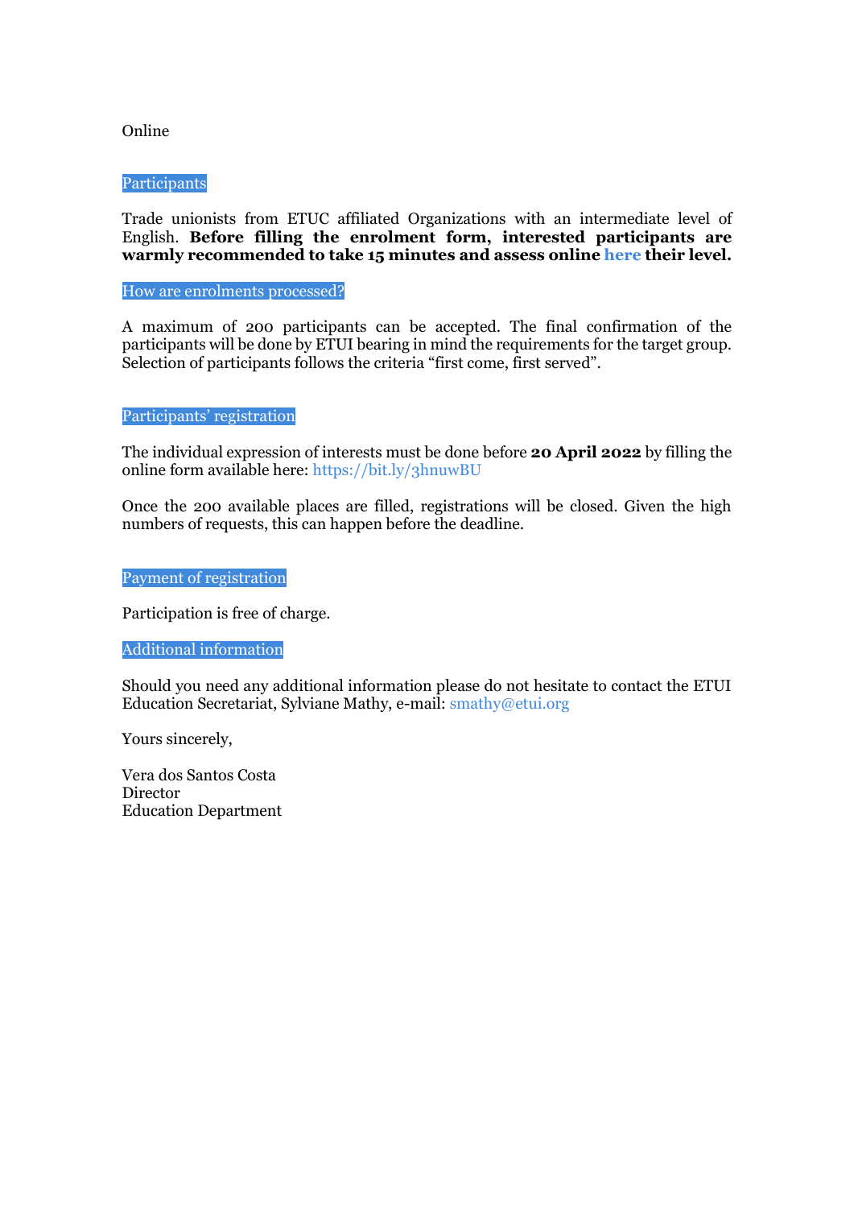Online

## Participants

Trade unionists from ETUC affiliated Organizations with an intermediate level of English. **Before filling the enrolment form, interested participants are warmly recommended to take 15 minutes and assess online here their level.**

## How are enrolments processed?

A maximum of 200 participants can be accepted. The final confirmation of the participants will be done by ETUI bearing in mind the requirements for the target group. Selection of participants follows the criteria "first come, first served".

## Participants' registration

The individual expression of interests must be done before **20 April 2022** by filling the online form available here: https://bit.ly/3hnuwBU

Once the 200 available places are filled, registrations will be closed. Given the high numbers of requests, this can happen before the deadline.

## Payment of registration

Participation is free of charge.

## Additional information

Should you need any additional information please do not hesitate to contact the ETUI Education Secretariat, Sylviane Mathy, e-mail: smathy@etui.org

Yours sincerely,

Vera dos Santos Costa
Director
Education Department